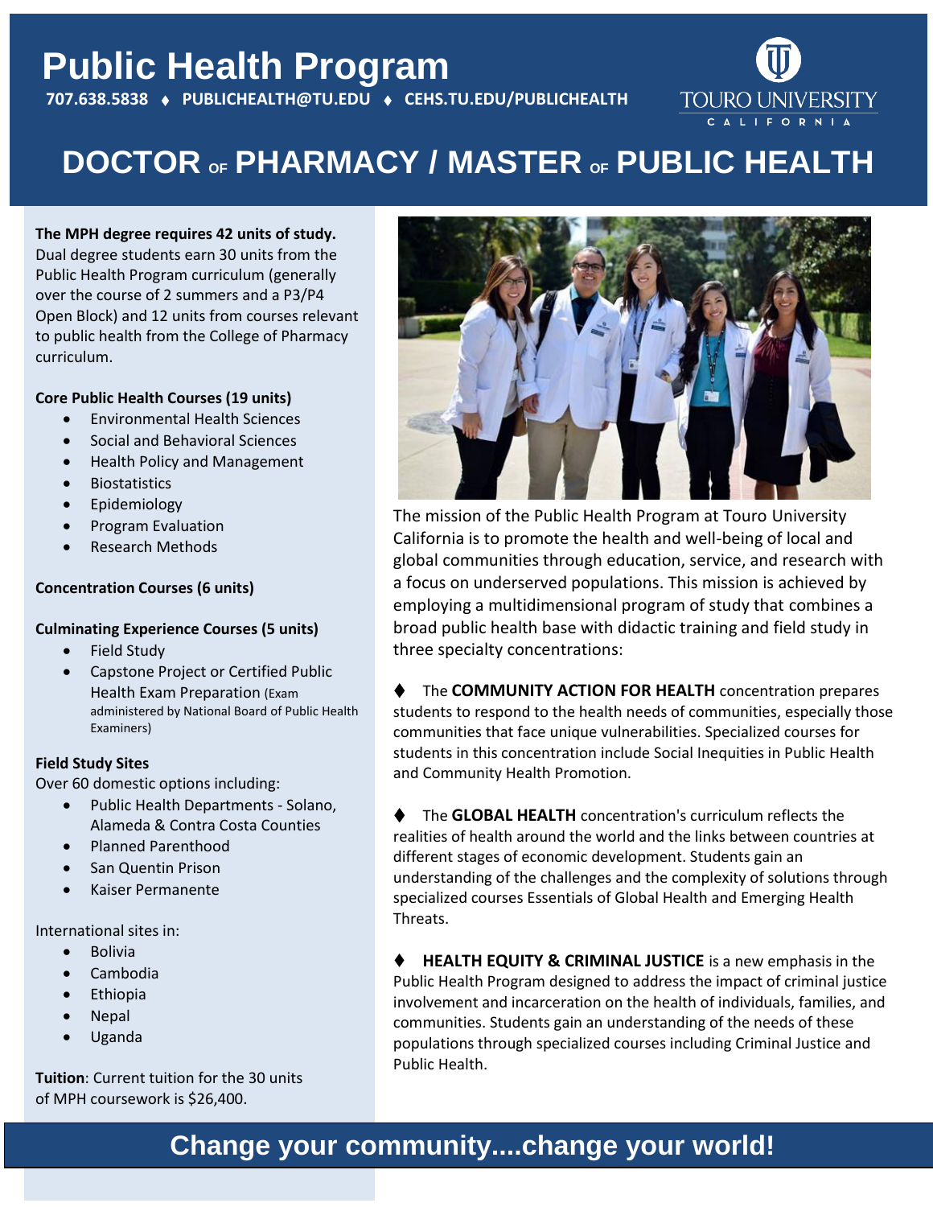# Public Health Program

**707.638.5838 ♦ PUBLICHEALTH@TU.EDU ♦ CEHS.TU.EDU/PUBLICHEALTH**

TOURO UNIVERSITY CALIFORNIA

## DOCTOR OF PHARMACY / MASTER OF PUBLIC HEALTH

**The MPH degree requires 42 units of study.** Dual degree students earn 30 units from the Public Health Program curriculum (generally over the course of 2 summers and a P3/P4 Open Block) and 12 units from courses relevant to public health from the College of Pharmacy curriculum.

**Core Public Health Courses (19 units)**

- Environmental Health Sciences
- Social and Behavioral Sciences
- Health Policy and Management
- Biostatistics
- Epidemiology
- Program Evaluation
- Research Methods

**Concentration Courses (6 units)**

**Culminating Experience Courses (5 units)**

- Field Study
- Capstone Project or Certified Public Health Exam Preparation (Exam administered by National Board of Public Health Examiners)

**Field Study Sites**

Over 60 domestic options including:

- Public Health Departments - Solano, Alameda & Contra Costa Counties
- Planned Parenthood
- San Quentin Prison
- Kaiser Permanente

International sites in:

- Bolivia
- Cambodia
- Ethiopia
- Nepal
- Uganda

**Tuition**: Current tuition for the 30 units of MPH coursework is $26,400.

The mission of the Public Health Program at Touro University California is to promote the health and well-being of local and global communities through education, service, and research with a focus on underserved populations. This mission is achieved by employing a multidimensional program of study that combines a broad public health base with didactic training and field study in three specialty concentrations:

♦ The **COMMUNITY ACTION FOR HEALTH** concentration prepares students to respond to the health needs of communities, especially those communities that face unique vulnerabilities. Specialized courses for students in this concentration include Social Inequities in Public Health and Community Health Promotion.

♦ The **GLOBAL HEALTH** concentration's curriculum reflects the realities of health around the world and the links between countries at different stages of economic development. Students gain an understanding of the challenges and the complexity of solutions through specialized courses Essentials of Global Health and Emerging Health Threats.

♦ **HEALTH EQUITY & CRIMINAL JUSTICE** is a new emphasis in the Public Health Program designed to address the impact of criminal justice involvement and incarceration on the health of individuals, families, and communities. Students gain an understanding of the needs of these populations through specialized courses including Criminal Justice and Public Health.

**Change your community....change your world!**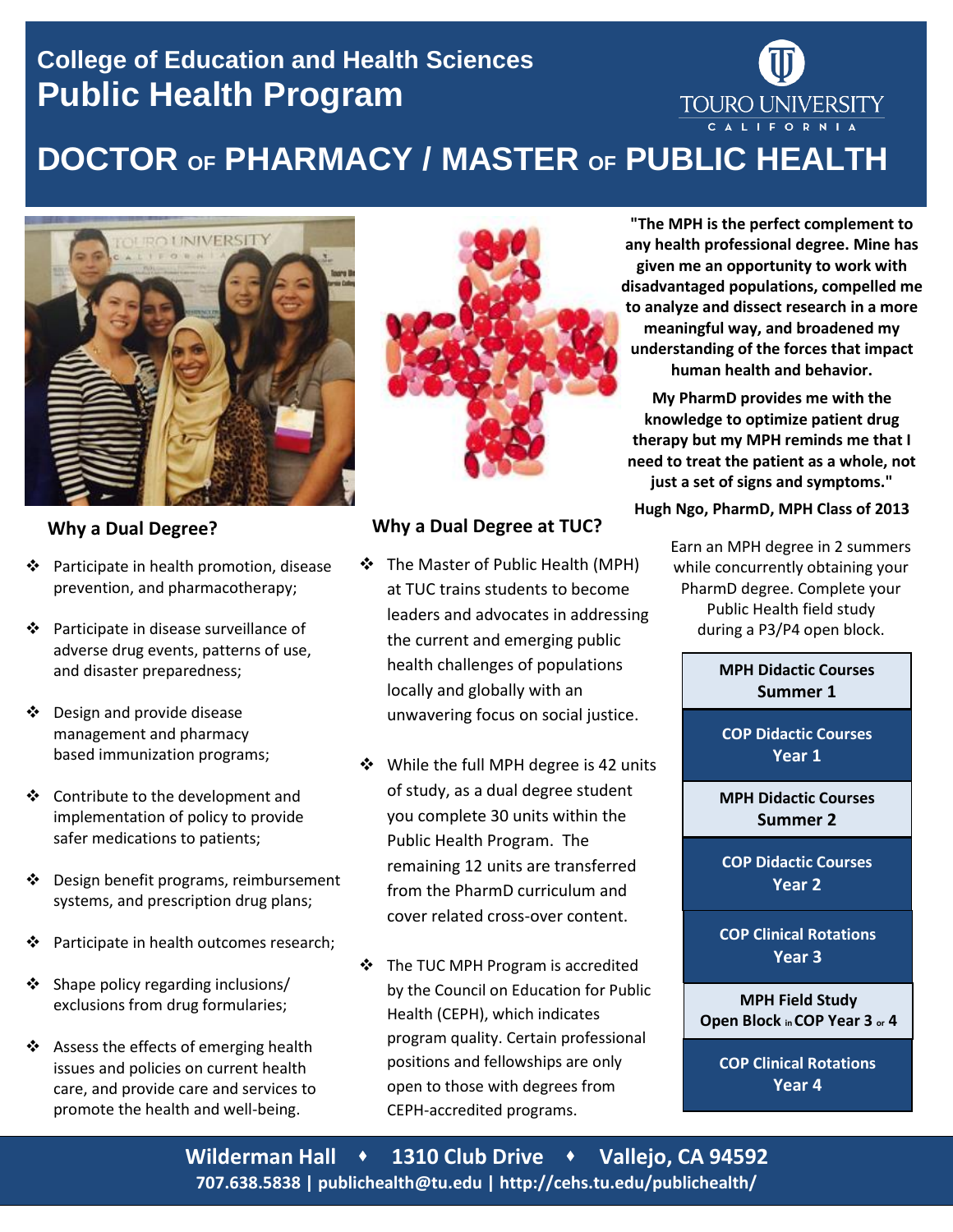## College of Education and Health Sciences
# Public Health Program

TOURO UNIVERSITY CALIFORNIA

# DOCTOR OF PHARMACY / MASTER OF PUBLIC HEALTH

**"The MPH is the perfect complement to any health professional degree. Mine has given me an opportunity to work with disadvantaged populations, compelled me to analyze and dissect research in a more meaningful way, and broadened my understanding of the forces that impact human health and behavior.**

**My PharmD provides me with the knowledge to optimize patient drug therapy but my MPH reminds me that I need to treat the patient as a whole, not just a set of signs and symptoms."**

**Hugh Ngo, PharmD, MPH Class of 2013**

### Why a Dual Degree?

- Participate in health promotion, disease prevention, and pharmacotherapy;
- Participate in disease surveillance of adverse drug events, patterns of use, and disaster preparedness;
- Design and provide disease management and pharmacy based immunization programs;
- Contribute to the development and implementation of policy to provide safer medications to patients;
- Design benefit programs, reimbursement systems, and prescription drug plans;
- Participate in health outcomes research;
- Shape policy regarding inclusions/ exclusions from drug formularies;
- Assess the effects of emerging health issues and policies on current health care, and provide care and services to promote the health and well-being.

### Why a Dual Degree at TUC?

- The Master of Public Health (MPH) at TUC trains students to become leaders and advocates in addressing the current and emerging public health challenges of populations locally and globally with an unwavering focus on social justice.
- While the full MPH degree is 42 units of study, as a dual degree student you complete 30 units within the Public Health Program. The remaining 12 units are transferred from the PharmD curriculum and cover related cross-over content.
- The TUC MPH Program is accredited by the Council on Education for Public Health (CEPH), which indicates program quality. Certain professional positions and fellowships are only open to those with degrees from CEPH-accredited programs.

Earn an MPH degree in 2 summers while concurrently obtaining your PharmD degree. Complete your Public Health field study during a P3/P4 open block.

**MPH Didactic Courses Summer 1**

**COP Didactic Courses Year 1**

**MPH Didactic Courses Summer 2**

**COP Didactic Courses Year 2**

**COP Clinical Rotations Year 3**

**MPH Field Study Open Block in COP Year 3 or 4**

**COP Clinical Rotations Year 4**

**Wilderman Hall ♦ 1310 Club Drive ♦ Vallejo, CA 94592**

**707.638.5838 | publichealth@tu.edu | http://cehs.tu.edu/publichealth/**